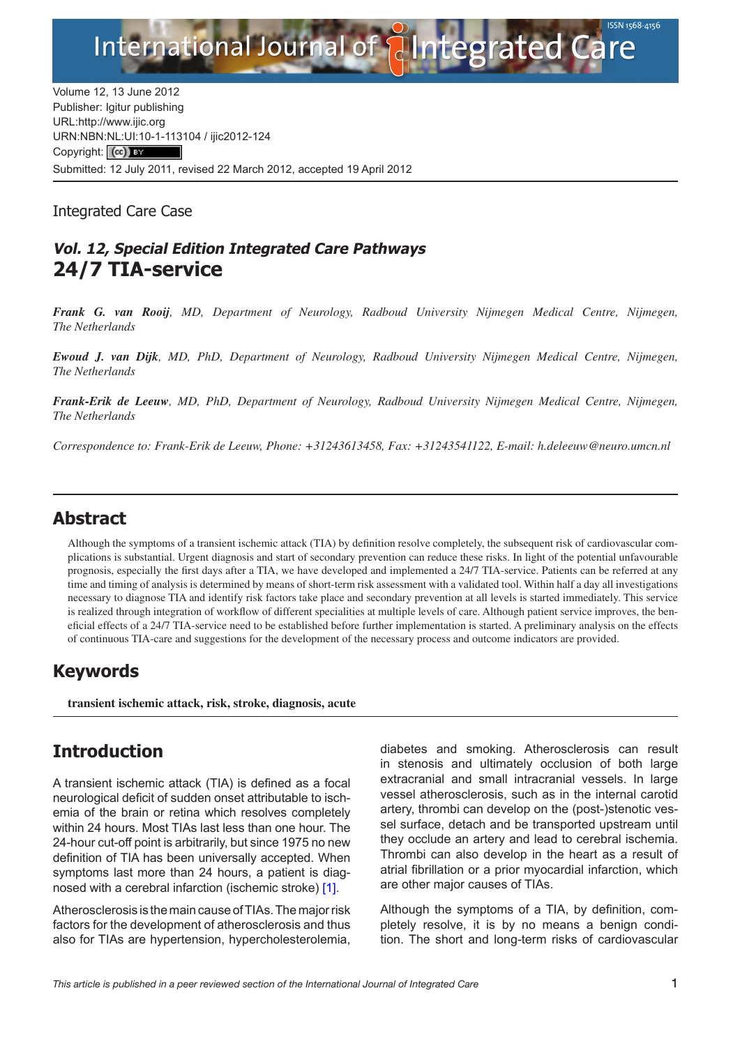Volume 12, 13 June 2012
Publisher: Igitur publishing
URL:http://www.ijic.org
URN:NBN:NL:UI:10-1-113104 / ijic2012-124
Copyright: (cc) BY
Submitted: 12 July 2011, revised 22 March 2012, accepted 19 April 2012

Integrated Care Case

### *Vol. 12, Special Edition Integrated Care Pathways*

# 24/7 TIA-service

***Frank G. van Rooij****, MD, Department of Neurology, Radboud University Nijmegen Medical Centre, Nijmegen, The Netherlands*

***Ewoud J. van Dijk****, MD, PhD, Department of Neurology, Radboud University Nijmegen Medical Centre, Nijmegen, The Netherlands*

***Frank-Erik de Leeuw****, MD, PhD, Department of Neurology, Radboud University Nijmegen Medical Centre, Nijmegen, The Netherlands*

*Correspondence to: Frank-Erik de Leeuw, Phone: +31243613458, Fax: +31243541122, E-mail: h.deleeuw@neuro.umcn.nl*

## Abstract

Although the symptoms of a transient ischemic attack (TIA) by definition resolve completely, the subsequent risk of cardiovascular complications is substantial. Urgent diagnosis and start of secondary prevention can reduce these risks. In light of the potential unfavourable prognosis, especially the first days after a TIA, we have developed and implemented a 24/7 TIA-service. Patients can be referred at any time and timing of analysis is determined by means of short-term risk assessment with a validated tool. Within half a day all investigations necessary to diagnose TIA and identify risk factors take place and secondary prevention at all levels is started immediately. This service is realized through integration of workflow of different specialities at multiple levels of care. Although patient service improves, the beneficial effects of a 24/7 TIA-service need to be established before further implementation is started. A preliminary analysis on the effects of continuous TIA-care and suggestions for the development of the necessary process and outcome indicators are provided.

## Keywords

**transient ischemic attack, risk, stroke, diagnosis, acute**

## Introduction

A transient ischemic attack (TIA) is defined as a focal neurological deficit of sudden onset attributable to ischemia of the brain or retina which resolves completely within 24 hours. Most TIAs last less than one hour. The 24-hour cut-off point is arbitrarily, but since 1975 no new definition of TIA has been universally accepted. When symptoms last more than 24 hours, a patient is diagnosed with a cerebral infarction (ischemic stroke) [1].

Atherosclerosis is the main cause of TIAs. The major risk factors for the development of atherosclerosis and thus also for TIAs are hypertension, hypercholesterolemia, diabetes and smoking. Atherosclerosis can result in stenosis and ultimately occlusion of both large extracranial and small intracranial vessels. In large vessel atherosclerosis, such as in the internal carotid artery, thrombi can develop on the (post-)stenotic vessel surface, detach and be transported upstream until they occlude an artery and lead to cerebral ischemia. Thrombi can also develop in the heart as a result of atrial fibrillation or a prior myocardial infarction, which are other major causes of TIAs.

Although the symptoms of a TIA, by definition, completely resolve, it is by no means a benign condition. The short and long-term risks of cardiovascular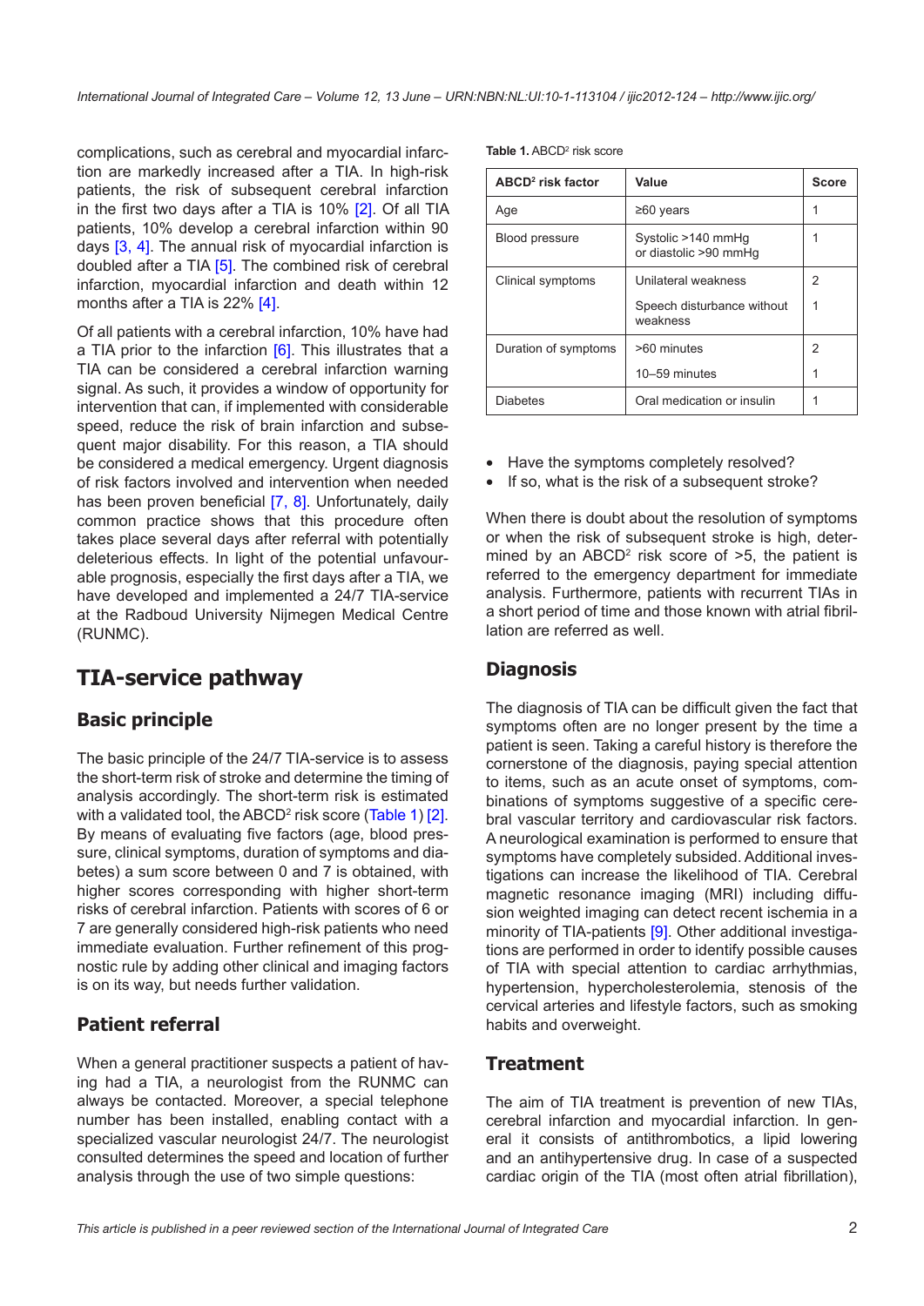complications, such as cerebral and myocardial infarction are markedly increased after a TIA. In high-risk patients, the risk of subsequent cerebral infarction in the first two days after a TIA is 10% [2]. Of all TIA patients, 10% develop a cerebral infarction within 90 days [3, 4]. The annual risk of myocardial infarction is doubled after a TIA [5]. The combined risk of cerebral infarction, myocardial infarction and death within 12 months after a TIA is 22% [4].

Of all patients with a cerebral infarction, 10% have had a TIA prior to the infarction [6]. This illustrates that a TIA can be considered a cerebral infarction warning signal. As such, it provides a window of opportunity for intervention that can, if implemented with considerable speed, reduce the risk of brain infarction and subsequent major disability. For this reason, a TIA should be considered a medical emergency. Urgent diagnosis of risk factors involved and intervention when needed has been proven beneficial [7, 8]. Unfortunately, daily common practice shows that this procedure often takes place several days after referral with potentially deleterious effects. In light of the potential unfavourable prognosis, especially the first days after a TIA, we have developed and implemented a 24/7 TIA-service at the Radboud University Nijmegen Medical Centre (RUNMC).

## TIA-service pathway

### Basic principle

The basic principle of the 24/7 TIA-service is to assess the short-term risk of stroke and determine the timing of analysis accordingly. The short-term risk is estimated with a validated tool, the ABCD$^2$ risk score (Table 1) [2]. By means of evaluating five factors (age, blood pressure, clinical symptoms, duration of symptoms and diabetes) a sum score between 0 and 7 is obtained, with higher scores corresponding with higher short-term risks of cerebral infarction. Patients with scores of 6 or 7 are generally considered high-risk patients who need immediate evaluation. Further refinement of this prognostic rule by adding other clinical and imaging factors is on its way, but needs further validation.

**Table 1.** ABCD$^2$ risk score

| ABCD$^2$ risk factor | Value | Score |
|---|---|---|
| Age | ≥60 years | 1 |
| Blood pressure | Systolic >140 mmHg or diastolic >90 mmHg | 1 |
| Clinical symptoms | Unilateral weakness | 2 |
| | Speech disturbance without weakness | 1 |
| Duration of symptoms | >60 minutes | 2 |
| | 10–59 minutes | 1 |
| Diabetes | Oral medication or insulin | 1 |

### Patient referral

When a general practitioner suspects a patient of having had a TIA, a neurologist from the RUNMC can always be contacted. Moreover, a special telephone number has been installed, enabling contact with a specialized vascular neurologist 24/7. The neurologist consulted determines the speed and location of further analysis through the use of two simple questions:

- Have the symptoms completely resolved?
- If so, what is the risk of a subsequent stroke?

When there is doubt about the resolution of symptoms or when the risk of subsequent stroke is high, determined by an ABCD$^2$ risk score of >5, the patient is referred to the emergency department for immediate analysis. Furthermore, patients with recurrent TIAs in a short period of time and those known with atrial fibrillation are referred as well.

### Diagnosis

The diagnosis of TIA can be difficult given the fact that symptoms often are no longer present by the time a patient is seen. Taking a careful history is therefore the cornerstone of the diagnosis, paying special attention to items, such as an acute onset of symptoms, combinations of symptoms suggestive of a specific cerebral vascular territory and cardiovascular risk factors. A neurological examination is performed to ensure that symptoms have completely subsided. Additional investigations can increase the likelihood of TIA. Cerebral magnetic resonance imaging (MRI) including diffusion weighted imaging can detect recent ischemia in a minority of TIA-patients [9]. Other additional investigations are performed in order to identify possible causes of TIA with special attention to cardiac arrhythmias, hypertension, hypercholesterolemia, stenosis of the cervical arteries and lifestyle factors, such as smoking habits and overweight.

### Treatment

The aim of TIA treatment is prevention of new TIAs, cerebral infarction and myocardial infarction. In general it consists of antithrombotics, a lipid lowering and an antihypertensive drug. In case of a suspected cardiac origin of the TIA (most often atrial fibrillation),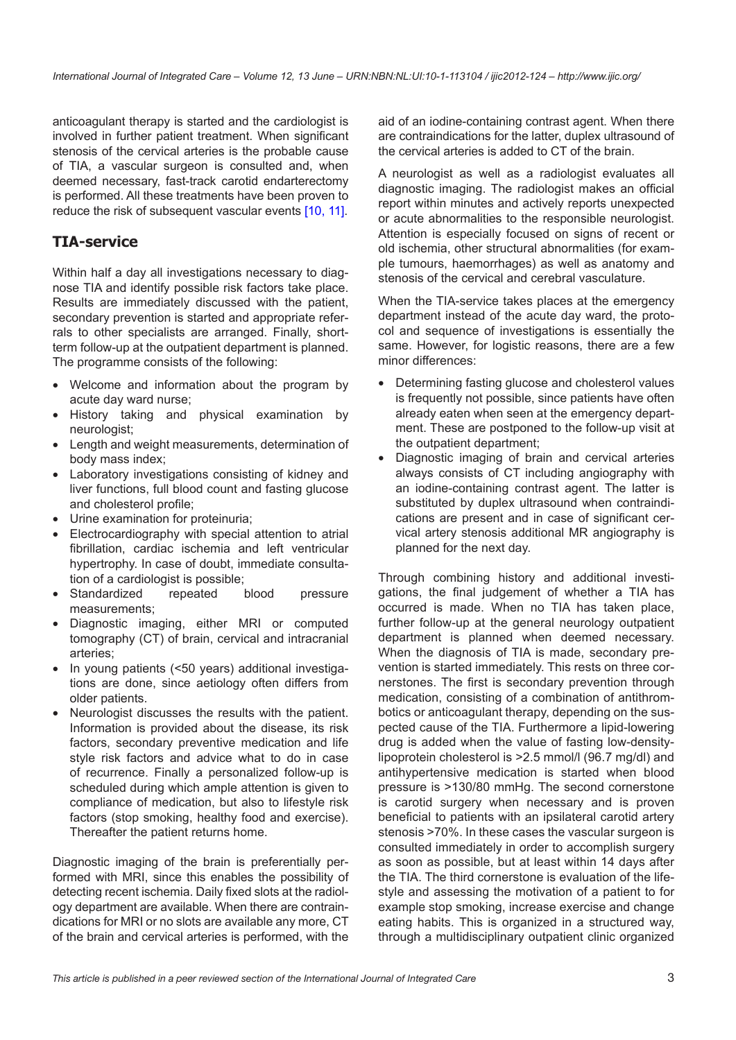anticoagulant therapy is started and the cardiologist is involved in further patient treatment. When significant stenosis of the cervical arteries is the probable cause of TIA, a vascular surgeon is consulted and, when deemed necessary, fast-track carotid endarterectomy is performed. All these treatments have been proven to reduce the risk of subsequent vascular events [10, 11].

## TIA-service

Within half a day all investigations necessary to diagnose TIA and identify possible risk factors take place. Results are immediately discussed with the patient, secondary prevention is started and appropriate referrals to other specialists are arranged. Finally, short-term follow-up at the outpatient department is planned. The programme consists of the following:

- Welcome and information about the program by acute day ward nurse;
- History taking and physical examination by neurologist;
- Length and weight measurements, determination of body mass index;
- Laboratory investigations consisting of kidney and liver functions, full blood count and fasting glucose and cholesterol profile;
- Urine examination for proteinuria;
- Electrocardiography with special attention to atrial fibrillation, cardiac ischemia and left ventricular hypertrophy. In case of doubt, immediate consultation of a cardiologist is possible;
- Standardized repeated blood pressure measurements;
- Diagnostic imaging, either MRI or computed tomography (CT) of brain, cervical and intracranial arteries;
- In young patients (<50 years) additional investigations are done, since aetiology often differs from older patients.
- Neurologist discusses the results with the patient. Information is provided about the disease, its risk factors, secondary preventive medication and life style risk factors and advice what to do in case of recurrence. Finally a personalized follow-up is scheduled during which ample attention is given to compliance of medication, but also to lifestyle risk factors (stop smoking, healthy food and exercise). Thereafter the patient returns home.

Diagnostic imaging of the brain is preferentially performed with MRI, since this enables the possibility of detecting recent ischemia. Daily fixed slots at the radiology department are available. When there are contraindications for MRI or no slots are available any more, CT of the brain and cervical arteries is performed, with the aid of an iodine-containing contrast agent. When there are contraindications for the latter, duplex ultrasound of the cervical arteries is added to CT of the brain.

A neurologist as well as a radiologist evaluates all diagnostic imaging. The radiologist makes an official report within minutes and actively reports unexpected or acute abnormalities to the responsible neurologist. Attention is especially focused on signs of recent or old ischemia, other structural abnormalities (for example tumours, haemorrhages) as well as anatomy and stenosis of the cervical and cerebral vasculature.

When the TIA-service takes places at the emergency department instead of the acute day ward, the protocol and sequence of investigations is essentially the same. However, for logistic reasons, there are a few minor differences:

- Determining fasting glucose and cholesterol values is frequently not possible, since patients have often already eaten when seen at the emergency department. These are postponed to the follow-up visit at the outpatient department;
- Diagnostic imaging of brain and cervical arteries always consists of CT including angiography with an iodine-containing contrast agent. The latter is substituted by duplex ultrasound when contraindications are present and in case of significant cervical artery stenosis additional MR angiography is planned for the next day.

Through combining history and additional investigations, the final judgement of whether a TIA has occurred is made. When no TIA has taken place, further follow-up at the general neurology outpatient department is planned when deemed necessary. When the diagnosis of TIA is made, secondary prevention is started immediately. This rests on three cornerstones. The first is secondary prevention through medication, consisting of a combination of antithrombotics or anticoagulant therapy, depending on the suspected cause of the TIA. Furthermore a lipid-lowering drug is added when the value of fasting low-density-lipoprotein cholesterol is >2.5 mmol/l (96.7 mg/dl) and antihypertensive medication is started when blood pressure is >130/80 mmHg. The second cornerstone is carotid surgery when necessary and is proven beneficial to patients with an ipsilateral carotid artery stenosis >70%. In these cases the vascular surgeon is consulted immediately in order to accomplish surgery as soon as possible, but at least within 14 days after the TIA. The third cornerstone is evaluation of the lifestyle and assessing the motivation of a patient to for example stop smoking, increase exercise and change eating habits. This is organized in a structured way, through a multidisciplinary outpatient clinic organized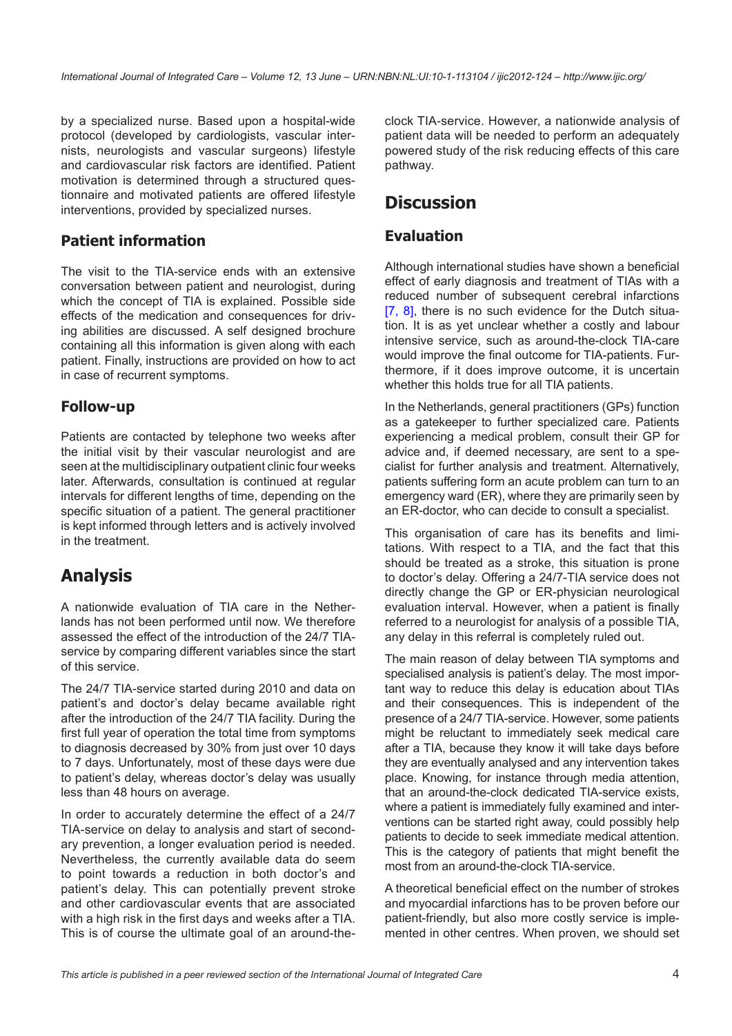by a specialized nurse. Based upon a hospital-wide protocol (developed by cardiologists, vascular internists, neurologists and vascular surgeons) lifestyle and cardiovascular risk factors are identified. Patient motivation is determined through a structured questionnaire and motivated patients are offered lifestyle interventions, provided by specialized nurses.

### Patient information

The visit to the TIA-service ends with an extensive conversation between patient and neurologist, during which the concept of TIA is explained. Possible side effects of the medication and consequences for driving abilities are discussed. A self designed brochure containing all this information is given along with each patient. Finally, instructions are provided on how to act in case of recurrent symptoms.

### Follow-up

Patients are contacted by telephone two weeks after the initial visit by their vascular neurologist and are seen at the multidisciplinary outpatient clinic four weeks later. Afterwards, consultation is continued at regular intervals for different lengths of time, depending on the specific situation of a patient. The general practitioner is kept informed through letters and is actively involved in the treatment.

## Analysis

A nationwide evaluation of TIA care in the Netherlands has not been performed until now. We therefore assessed the effect of the introduction of the 24/7 TIA-service by comparing different variables since the start of this service.

The 24/7 TIA-service started during 2010 and data on patient's and doctor's delay became available right after the introduction of the 24/7 TIA facility. During the first full year of operation the total time from symptoms to diagnosis decreased by 30% from just over 10 days to 7 days. Unfortunately, most of these days were due to patient's delay, whereas doctor's delay was usually less than 48 hours on average.

In order to accurately determine the effect of a 24/7 TIA-service on delay to analysis and start of secondary prevention, a longer evaluation period is needed. Nevertheless, the currently available data do seem to point towards a reduction in both doctor's and patient's delay. This can potentially prevent stroke and other cardiovascular events that are associated with a high risk in the first days and weeks after a TIA. This is of course the ultimate goal of an around-the-clock TIA-service. However, a nationwide analysis of patient data will be needed to perform an adequately powered study of the risk reducing effects of this care pathway.

## Discussion

### Evaluation

Although international studies have shown a beneficial effect of early diagnosis and treatment of TIAs with a reduced number of subsequent cerebral infarctions [7, 8], there is no such evidence for the Dutch situation. It is as yet unclear whether a costly and labour intensive service, such as around-the-clock TIA-care would improve the final outcome for TIA-patients. Furthermore, if it does improve outcome, it is uncertain whether this holds true for all TIA patients.

In the Netherlands, general practitioners (GPs) function as a gatekeeper to further specialized care. Patients experiencing a medical problem, consult their GP for advice and, if deemed necessary, are sent to a specialist for further analysis and treatment. Alternatively, patients suffering form an acute problem can turn to an emergency ward (ER), where they are primarily seen by an ER-doctor, who can decide to consult a specialist.

This organisation of care has its benefits and limitations. With respect to a TIA, and the fact that this should be treated as a stroke, this situation is prone to doctor's delay. Offering a 24/7-TIA service does not directly change the GP or ER-physician neurological evaluation interval. However, when a patient is finally referred to a neurologist for analysis of a possible TIA, any delay in this referral is completely ruled out.

The main reason of delay between TIA symptoms and specialised analysis is patient's delay. The most important way to reduce this delay is education about TIAs and their consequences. This is independent of the presence of a 24/7 TIA-service. However, some patients might be reluctant to immediately seek medical care after a TIA, because they know it will take days before they are eventually analysed and any intervention takes place. Knowing, for instance through media attention, that an around-the-clock dedicated TIA-service exists, where a patient is immediately fully examined and interventions can be started right away, could possibly help patients to decide to seek immediate medical attention. This is the category of patients that might benefit the most from an around-the-clock TIA-service.

A theoretical beneficial effect on the number of strokes and myocardial infarctions has to be proven before our patient-friendly, but also more costly service is implemented in other centres. When proven, we should set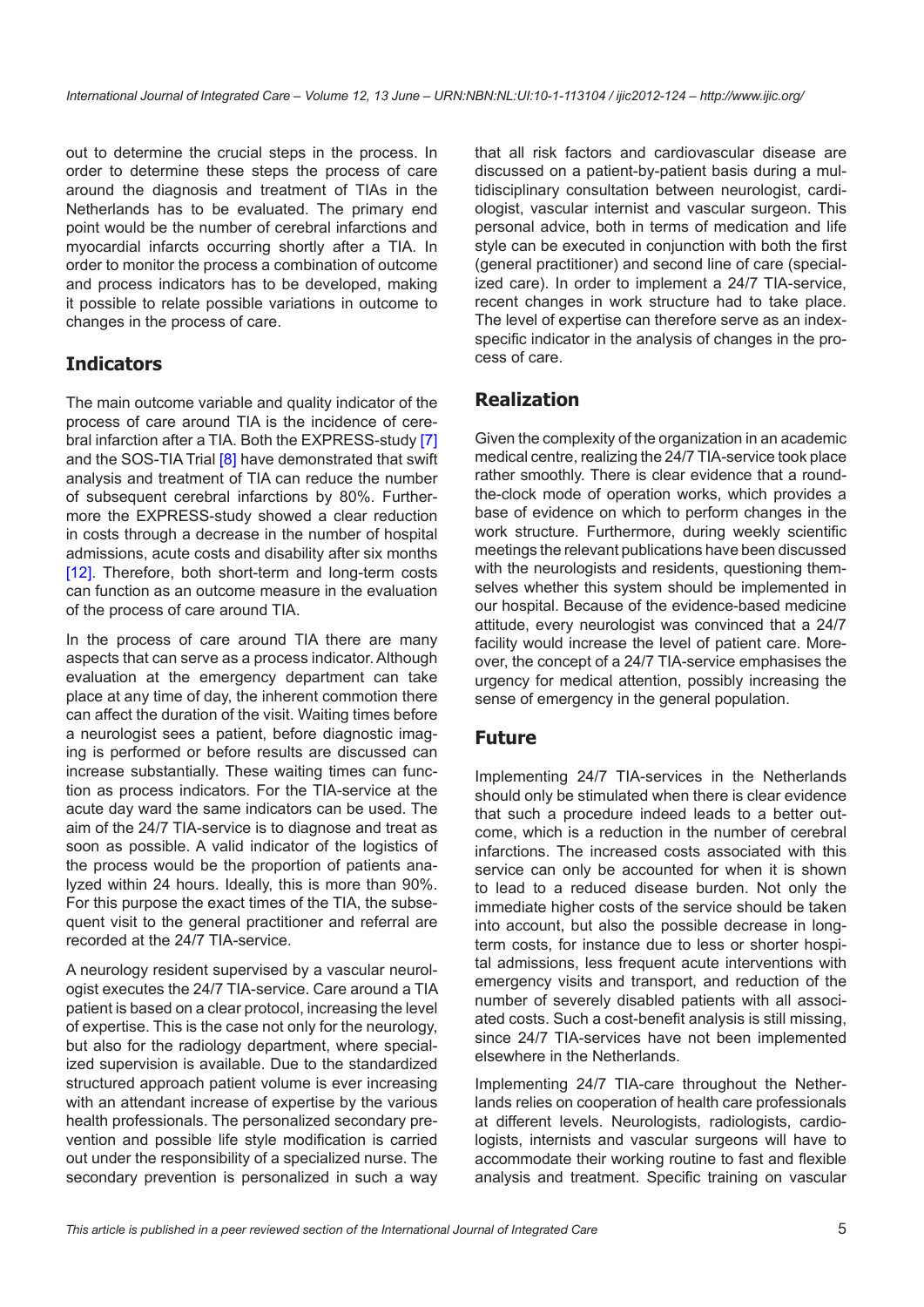out to determine the crucial steps in the process. In order to determine these steps the process of care around the diagnosis and treatment of TIAs in the Netherlands has to be evaluated. The primary end point would be the number of cerebral infarctions and myocardial infarcts occurring shortly after a TIA. In order to monitor the process a combination of outcome and process indicators has to be developed, making it possible to relate possible variations in outcome to changes in the process of care.

## Indicators

The main outcome variable and quality indicator of the process of care around TIA is the incidence of cerebral infarction after a TIA. Both the EXPRESS-study [7] and the SOS-TIA Trial [8] have demonstrated that swift analysis and treatment of TIA can reduce the number of subsequent cerebral infarctions by 80%. Furthermore the EXPRESS-study showed a clear reduction in costs through a decrease in the number of hospital admissions, acute costs and disability after six months [12]. Therefore, both short-term and long-term costs can function as an outcome measure in the evaluation of the process of care around TIA.

In the process of care around TIA there are many aspects that can serve as a process indicator. Although evaluation at the emergency department can take place at any time of day, the inherent commotion there can affect the duration of the visit. Waiting times before a neurologist sees a patient, before diagnostic imaging is performed or before results are discussed can increase substantially. These waiting times can function as process indicators. For the TIA-service at the acute day ward the same indicators can be used. The aim of the 24/7 TIA-service is to diagnose and treat as soon as possible. A valid indicator of the logistics of the process would be the proportion of patients analyzed within 24 hours. Ideally, this is more than 90%. For this purpose the exact times of the TIA, the subsequent visit to the general practitioner and referral are recorded at the 24/7 TIA-service.

A neurology resident supervised by a vascular neurologist executes the 24/7 TIA-service. Care around a TIA patient is based on a clear protocol, increasing the level of expertise. This is the case not only for the neurology, but also for the radiology department, where specialized supervision is available. Due to the standardized structured approach patient volume is ever increasing with an attendant increase of expertise by the various health professionals. The personalized secondary prevention and possible life style modification is carried out under the responsibility of a specialized nurse. The secondary prevention is personalized in such a way that all risk factors and cardiovascular disease are discussed on a patient-by-patient basis during a multidisciplinary consultation between neurologist, cardiologist, vascular internist and vascular surgeon. This personal advice, both in terms of medication and life style can be executed in conjunction with both the first (general practitioner) and second line of care (specialized care). In order to implement a 24/7 TIA-service, recent changes in work structure had to take place. The level of expertise can therefore serve as an index-specific indicator in the analysis of changes in the process of care.

## Realization

Given the complexity of the organization in an academic medical centre, realizing the 24/7 TIA-service took place rather smoothly. There is clear evidence that a round-the-clock mode of operation works, which provides a base of evidence on which to perform changes in the work structure. Furthermore, during weekly scientific meetings the relevant publications have been discussed with the neurologists and residents, questioning themselves whether this system should be implemented in our hospital. Because of the evidence-based medicine attitude, every neurologist was convinced that a 24/7 facility would increase the level of patient care. Moreover, the concept of a 24/7 TIA-service emphasises the urgency for medical attention, possibly increasing the sense of emergency in the general population.

## Future

Implementing 24/7 TIA-services in the Netherlands should only be stimulated when there is clear evidence that such a procedure indeed leads to a better outcome, which is a reduction in the number of cerebral infarctions. The increased costs associated with this service can only be accounted for when it is shown to lead to a reduced disease burden. Not only the immediate higher costs of the service should be taken into account, but also the possible decrease in long-term costs, for instance due to less or shorter hospital admissions, less frequent acute interventions with emergency visits and transport, and reduction of the number of severely disabled patients with all associated costs. Such a cost-benefit analysis is still missing, since 24/7 TIA-services have not been implemented elsewhere in the Netherlands.

Implementing 24/7 TIA-care throughout the Netherlands relies on cooperation of health care professionals at different levels. Neurologists, radiologists, cardiologists, internists and vascular surgeons will have to accommodate their working routine to fast and flexible analysis and treatment. Specific training on vascular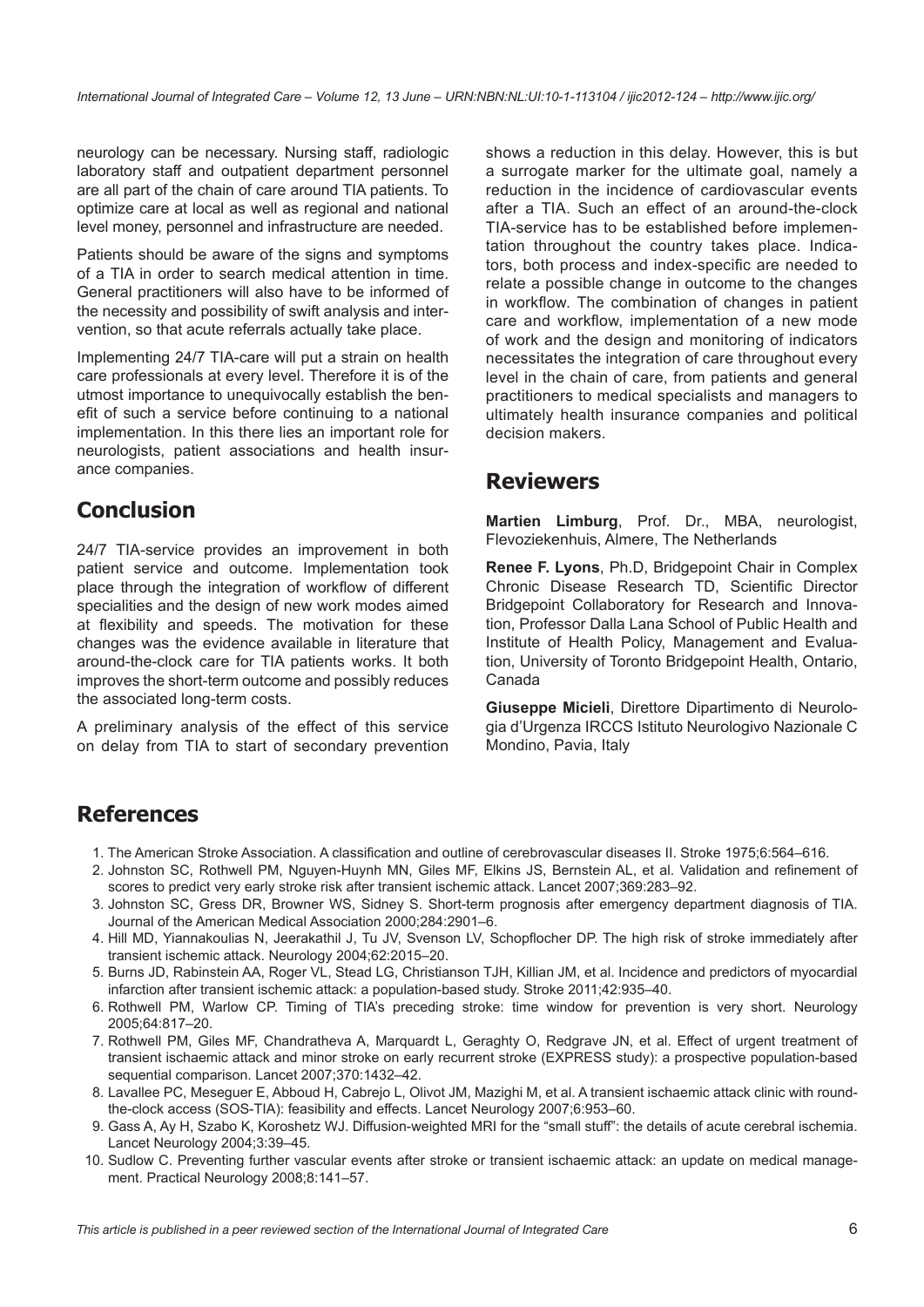neurology can be necessary. Nursing staff, radiologic laboratory staff and outpatient department personnel are all part of the chain of care around TIA patients. To optimize care at local as well as regional and national level money, personnel and infrastructure are needed.

Patients should be aware of the signs and symptoms of a TIA in order to search medical attention in time. General practitioners will also have to be informed of the necessity and possibility of swift analysis and intervention, so that acute referrals actually take place.

Implementing 24/7 TIA-care will put a strain on health care professionals at every level. Therefore it is of the utmost importance to unequivocally establish the benefit of such a service before continuing to a national implementation. In this there lies an important role for neurologists, patient associations and health insurance companies.

## Conclusion

24/7 TIA-service provides an improvement in both patient service and outcome. Implementation took place through the integration of workflow of different specialities and the design of new work modes aimed at flexibility and speeds. The motivation for these changes was the evidence available in literature that around-the-clock care for TIA patients works. It both improves the short-term outcome and possibly reduces the associated long-term costs.

A preliminary analysis of the effect of this service on delay from TIA to start of secondary prevention shows a reduction in this delay. However, this is but a surrogate marker for the ultimate goal, namely a reduction in the incidence of cardiovascular events after a TIA. Such an effect of an around-the-clock TIA-service has to be established before implementation throughout the country takes place. Indicators, both process and index-specific are needed to relate a possible change in outcome to the changes in workflow. The combination of changes in patient care and workflow, implementation of a new mode of work and the design and monitoring of indicators necessitates the integration of care throughout every level in the chain of care, from patients and general practitioners to medical specialists and managers to ultimately health insurance companies and political decision makers.

## Reviewers

**Martien Limburg**, Prof. Dr., MBA, neurologist, Flevoziekenhuis, Almere, The Netherlands

**Renee F. Lyons**, Ph.D, Bridgepoint Chair in Complex Chronic Disease Research TD, Scientific Director Bridgepoint Collaboratory for Research and Innovation, Professor Dalla Lana School of Public Health and Institute of Health Policy, Management and Evaluation, University of Toronto Bridgepoint Health, Ontario, Canada

**Giuseppe Micieli**, Direttore Dipartimento di Neurologia d'Urgenza IRCCS Istituto Neurologivo Nazionale C Mondino, Pavia, Italy

## References

1. The American Stroke Association. A classification and outline of cerebrovascular diseases II. Stroke 1975;6:564–616.
2. Johnston SC, Rothwell PM, Nguyen-Huynh MN, Giles MF, Elkins JS, Bernstein AL, et al. Validation and refinement of scores to predict very early stroke risk after transient ischemic attack. Lancet 2007;369:283–92.
3. Johnston SC, Gress DR, Browner WS, Sidney S. Short-term prognosis after emergency department diagnosis of TIA. Journal of the American Medical Association 2000;284:2901–6.
4. Hill MD, Yiannakoulias N, Jeerakathil J, Tu JV, Svenson LV, Schopflocher DP. The high risk of stroke immediately after transient ischemic attack. Neurology 2004;62:2015–20.
5. Burns JD, Rabinstein AA, Roger VL, Stead LG, Christianson TJH, Killian JM, et al. Incidence and predictors of myocardial infarction after transient ischemic attack: a population-based study. Stroke 2011;42:935–40.
6. Rothwell PM, Warlow CP. Timing of TIA's preceding stroke: time window for prevention is very short. Neurology 2005;64:817–20.
7. Rothwell PM, Giles MF, Chandratheva A, Marquardt L, Geraghty O, Redgrave JN, et al. Effect of urgent treatment of transient ischaemic attack and minor stroke on early recurrent stroke (EXPRESS study): a prospective population-based sequential comparison. Lancet 2007;370:1432–42.
8. Lavallee PC, Meseguer E, Abboud H, Cabrejo L, Olivot JM, Mazighi M, et al. A transient ischaemic attack clinic with round-the-clock access (SOS-TIA): feasibility and effects. Lancet Neurology 2007;6:953–60.
9. Gass A, Ay H, Szabo K, Koroshetz WJ. Diffusion-weighted MRI for the "small stuff": the details of acute cerebral ischemia. Lancet Neurology 2004;3:39–45.
10. Sudlow C. Preventing further vascular events after stroke or transient ischaemic attack: an update on medical management. Practical Neurology 2008;8:141–57.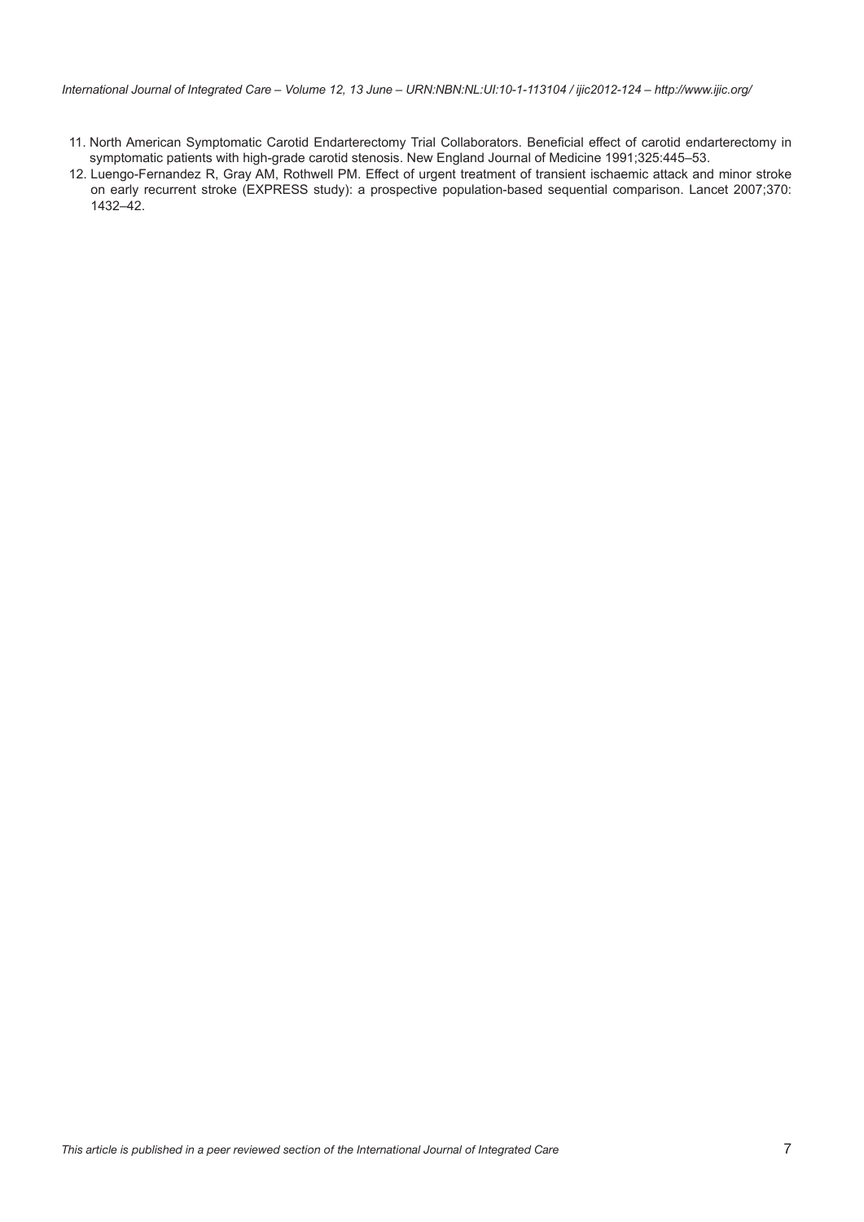11. North American Symptomatic Carotid Endarterectomy Trial Collaborators. Beneficial effect of carotid endarterectomy in symptomatic patients with high-grade carotid stenosis. New England Journal of Medicine 1991;325:445–53.
12. Luengo-Fernandez R, Gray AM, Rothwell PM. Effect of urgent treatment of transient ischaemic attack and minor stroke on early recurrent stroke (EXPRESS study): a prospective population-based sequential comparison. Lancet 2007;370: 1432–42.